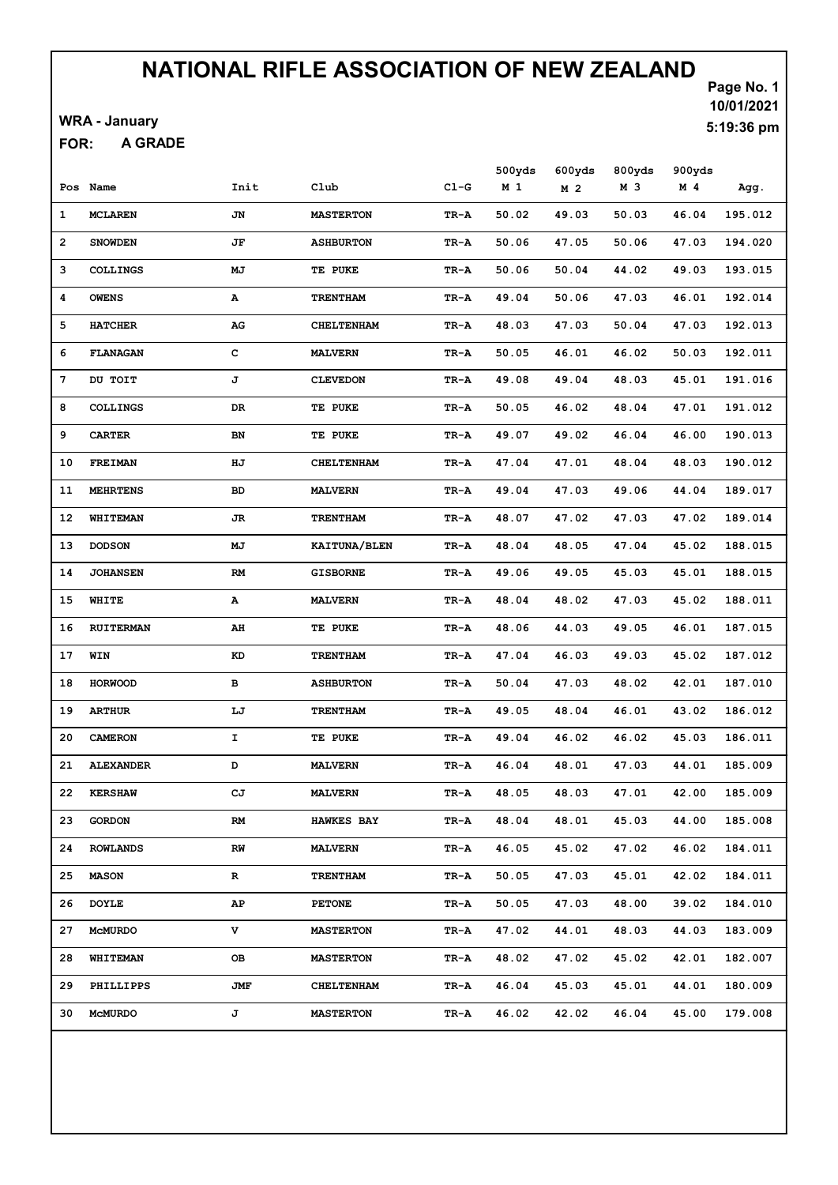# NATIONAL RIFLE ASSOCIATION OF NEW ZEALAND

Page No. 1
10/01/2021
5:19:36 pm

WRA - January

FOR: A GRADE

| Pos | Name | Init | Club | Cl-G | 500yds M 1 | 600yds M 2 | 800yds M 3 | 900yds M 4 | Agg. |
|---|---|---|---|---|---|---|---|---|---|
| 1 | MCLAREN | JN | MASTERTON | TR-A | 50.02 | 49.03 | 50.03 | 46.04 | 195.012 |
| 2 | SNOWDEN | JF | ASHBURTON | TR-A | 50.06 | 47.05 | 50.06 | 47.03 | 194.020 |
| 3 | COLLINGS | MJ | TE PUKE | TR-A | 50.06 | 50.04 | 44.02 | 49.03 | 193.015 |
| 4 | OWENS | A | TRENTHAM | TR-A | 49.04 | 50.06 | 47.03 | 46.01 | 192.014 |
| 5 | HATCHER | AG | CHELTENHAM | TR-A | 48.03 | 47.03 | 50.04 | 47.03 | 192.013 |
| 6 | FLANAGAN | C | MALVERN | TR-A | 50.05 | 46.01 | 46.02 | 50.03 | 192.011 |
| 7 | DU TOIT | J | CLEVEDON | TR-A | 49.08 | 49.04 | 48.03 | 45.01 | 191.016 |
| 8 | COLLINGS | DR | TE PUKE | TR-A | 50.05 | 46.02 | 48.04 | 47.01 | 191.012 |
| 9 | CARTER | BN | TE PUKE | TR-A | 49.07 | 49.02 | 46.04 | 46.00 | 190.013 |
| 10 | FREIMAN | HJ | CHELTENHAM | TR-A | 47.04 | 47.01 | 48.04 | 48.03 | 190.012 |
| 11 | MEHRTENS | BD | MALVERN | TR-A | 49.04 | 47.03 | 49.06 | 44.04 | 189.017 |
| 12 | WHITEMAN | JR | TRENTHAM | TR-A | 48.07 | 47.02 | 47.03 | 47.02 | 189.014 |
| 13 | DODSON | MJ | KAITUNA/BLEN | TR-A | 48.04 | 48.05 | 47.04 | 45.02 | 188.015 |
| 14 | JOHANSEN | RM | GISBORNE | TR-A | 49.06 | 49.05 | 45.03 | 45.01 | 188.015 |
| 15 | WHITE | A | MALVERN | TR-A | 48.04 | 48.02 | 47.03 | 45.02 | 188.011 |
| 16 | RUITERMAN | AH | TE PUKE | TR-A | 48.06 | 44.03 | 49.05 | 46.01 | 187.015 |
| 17 | WIN | KD | TRENTHAM | TR-A | 47.04 | 46.03 | 49.03 | 45.02 | 187.012 |
| 18 | HORWOOD | B | ASHBURTON | TR-A | 50.04 | 47.03 | 48.02 | 42.01 | 187.010 |
| 19 | ARTHUR | LJ | TRENTHAM | TR-A | 49.05 | 48.04 | 46.01 | 43.02 | 186.012 |
| 20 | CAMERON | I | TE PUKE | TR-A | 49.04 | 46.02 | 46.02 | 45.03 | 186.011 |
| 21 | ALEXANDER | D | MALVERN | TR-A | 46.04 | 48.01 | 47.03 | 44.01 | 185.009 |
| 22 | KERSHAW | CJ | MALVERN | TR-A | 48.05 | 48.03 | 47.01 | 42.00 | 185.009 |
| 23 | GORDON | RM | HAWKES BAY | TR-A | 48.04 | 48.01 | 45.03 | 44.00 | 185.008 |
| 24 | ROWLANDS | RW | MALVERN | TR-A | 46.05 | 45.02 | 47.02 | 46.02 | 184.011 |
| 25 | MASON | R | TRENTHAM | TR-A | 50.05 | 47.03 | 45.01 | 42.02 | 184.011 |
| 26 | DOYLE | AP | PETONE | TR-A | 50.05 | 47.03 | 48.00 | 39.02 | 184.010 |
| 27 | McMURDO | V | MASTERTON | TR-A | 47.02 | 44.01 | 48.03 | 44.03 | 183.009 |
| 28 | WHITEMAN | OB | MASTERTON | TR-A | 48.02 | 47.02 | 45.02 | 42.01 | 182.007 |
| 29 | PHILLIPPS | JMF | CHELTENHAM | TR-A | 46.04 | 45.03 | 45.01 | 44.01 | 180.009 |
| 30 | McMURDO | J | MASTERTON | TR-A | 46.02 | 42.02 | 46.04 | 45.00 | 179.008 |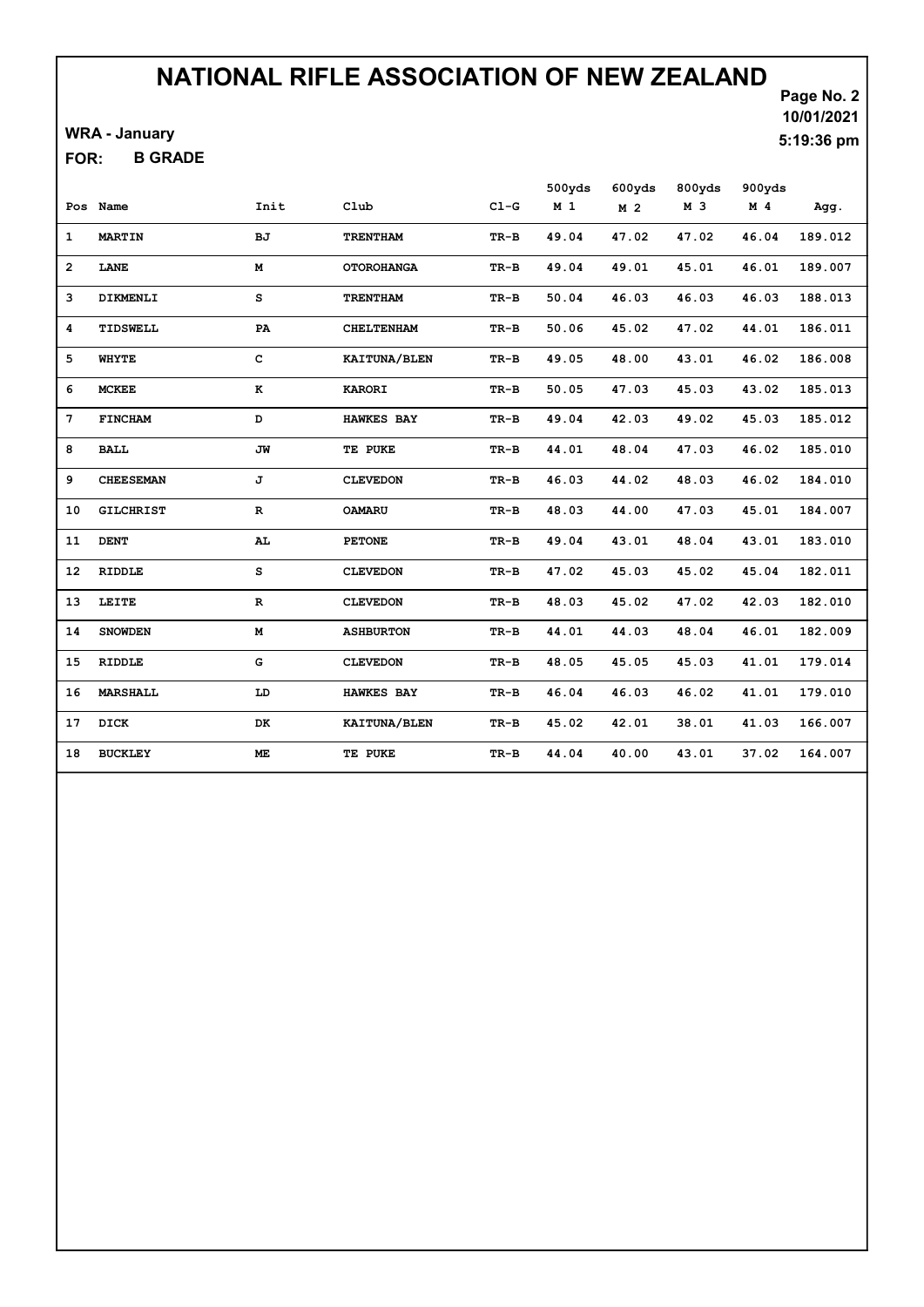# NATIONAL RIFLE ASSOCIATION OF NEW ZEALAND

**WRA - January**

**FOR: B GRADE**

10/01/2021
5:19:36 pm

| Pos | Name | Init | Club | Cl-G | 500yds M 1 | 600yds M 2 | 800yds M 3 | 900yds M 4 | Agg. |
|---|---|---|---|---|---|---|---|---|---|
| 1 | MARTIN | BJ | TRENTHAM | TR-B | 49.04 | 47.02 | 47.02 | 46.04 | 189.012 |
| 2 | LANE | M | OTOROHANGA | TR-B | 49.04 | 49.01 | 45.01 | 46.01 | 189.007 |
| 3 | DIKMENLI | S | TRENTHAM | TR-B | 50.04 | 46.03 | 46.03 | 46.03 | 188.013 |
| 4 | TIDSWELL | PA | CHELTENHAM | TR-B | 50.06 | 45.02 | 47.02 | 44.01 | 186.011 |
| 5 | WHYTE | C | KAITUNA/BLEN | TR-B | 49.05 | 48.00 | 43.01 | 46.02 | 186.008 |
| 6 | MCKEE | K | KARORI | TR-B | 50.05 | 47.03 | 45.03 | 43.02 | 185.013 |
| 7 | FINCHAM | D | HAWKES BAY | TR-B | 49.04 | 42.03 | 49.02 | 45.03 | 185.012 |
| 8 | BALL | JW | TE PUKE | TR-B | 44.01 | 48.04 | 47.03 | 46.02 | 185.010 |
| 9 | CHEESEMAN | J | CLEVEDON | TR-B | 46.03 | 44.02 | 48.03 | 46.02 | 184.010 |
| 10 | GILCHRIST | R | OAMARU | TR-B | 48.03 | 44.00 | 47.03 | 45.01 | 184.007 |
| 11 | DENT | AL | PETONE | TR-B | 49.04 | 43.01 | 48.04 | 43.01 | 183.010 |
| 12 | RIDDLE | S | CLEVEDON | TR-B | 47.02 | 45.03 | 45.02 | 45.04 | 182.011 |
| 13 | LEITE | R | CLEVEDON | TR-B | 48.03 | 45.02 | 47.02 | 42.03 | 182.010 |
| 14 | SNOWDEN | M | ASHBURTON | TR-B | 44.01 | 44.03 | 48.04 | 46.01 | 182.009 |
| 15 | RIDDLE | G | CLEVEDON | TR-B | 48.05 | 45.05 | 45.03 | 41.01 | 179.014 |
| 16 | MARSHALL | LD | HAWKES BAY | TR-B | 46.04 | 46.03 | 46.02 | 41.01 | 179.010 |
| 17 | DICK | DK | KAITUNA/BLEN | TR-B | 45.02 | 42.01 | 38.01 | 41.03 | 166.007 |
| 18 | BUCKLEY | ME | TE PUKE | TR-B | 44.04 | 40.00 | 43.01 | 37.02 | 164.007 |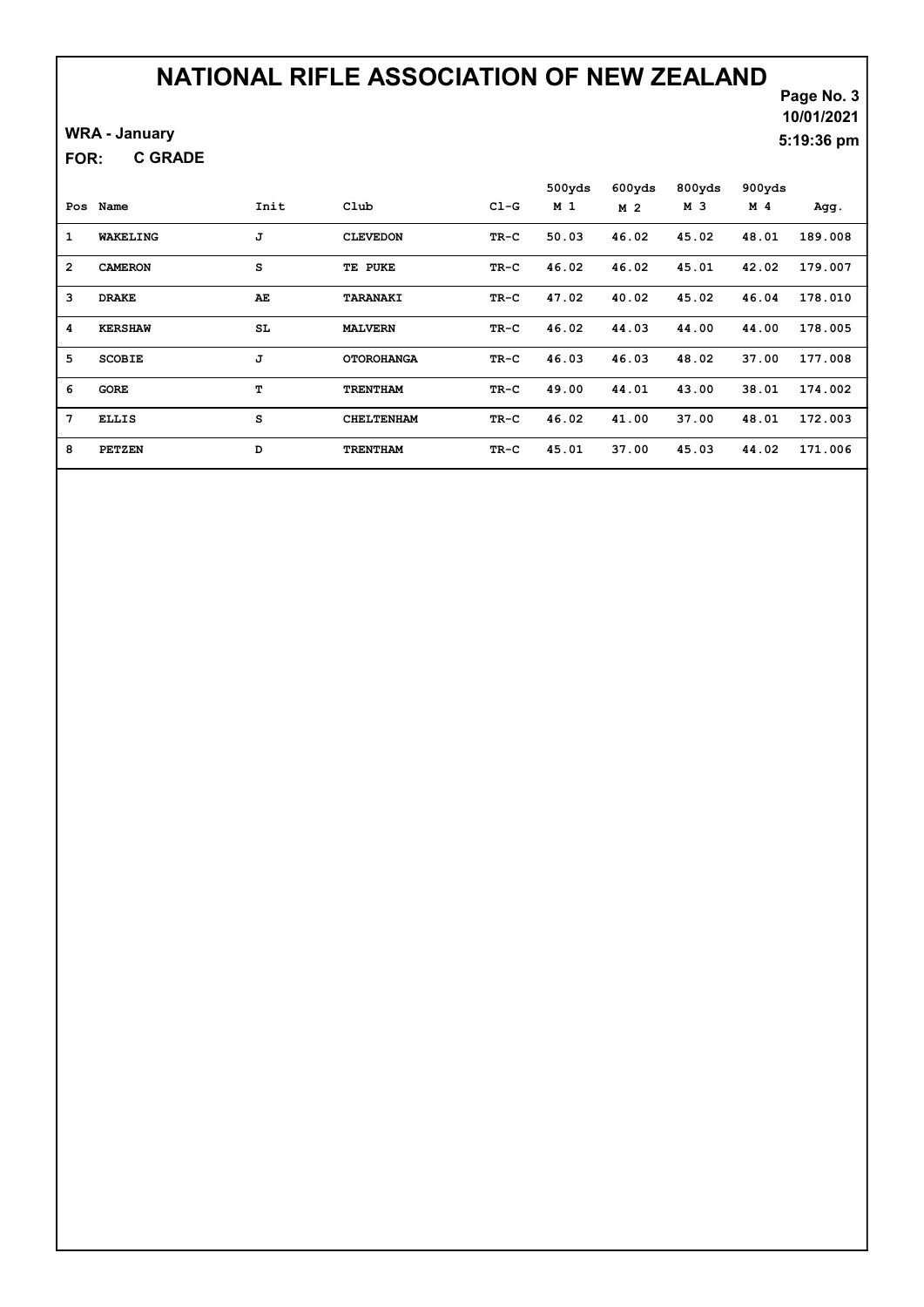# NATIONAL RIFLE ASSOCIATION OF NEW ZEALAND

Page No. 3
10/01/2021
5:19:36 pm

**WRA - January**

**FOR: C GRADE**

| Pos | Name | Init | Club | Cl-G | 500yds M 1 | 600yds M 2 | 800yds M 3 | 900yds M 4 | Agg. |
|---|---|---|---|---|---|---|---|---|---|
| 1 | WAKELING | J | CLEVEDON | TR-C | 50.03 | 46.02 | 45.02 | 48.01 | 189.008 |
| 2 | CAMERON | S | TE PUKE | TR-C | 46.02 | 46.02 | 45.01 | 42.02 | 179.007 |
| 3 | DRAKE | AE | TARANAKI | TR-C | 47.02 | 40.02 | 45.02 | 46.04 | 178.010 |
| 4 | KERSHAW | SL | MALVERN | TR-C | 46.02 | 44.03 | 44.00 | 44.00 | 178.005 |
| 5 | SCOBIE | J | OTOROHANGA | TR-C | 46.03 | 46.03 | 48.02 | 37.00 | 177.008 |
| 6 | GORE | T | TRENTHAM | TR-C | 49.00 | 44.01 | 43.00 | 38.01 | 174.002 |
| 7 | ELLIS | S | CHELTENHAM | TR-C | 46.02 | 41.00 | 37.00 | 48.01 | 172.003 |
| 8 | PETZEN | D | TRENTHAM | TR-C | 45.01 | 37.00 | 45.03 | 44.02 | 171.006 |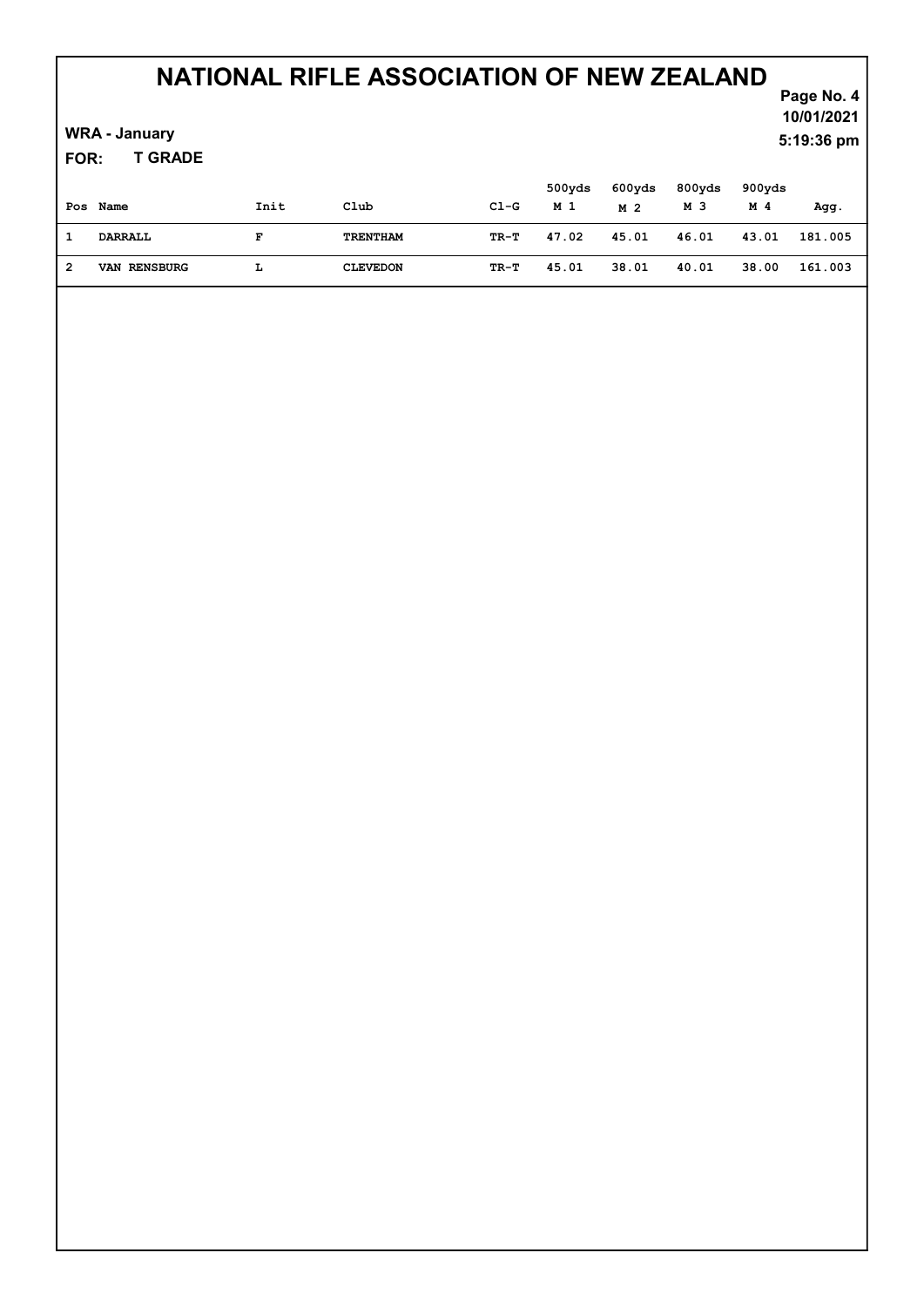# NATIONAL RIFLE ASSOCIATION OF NEW ZEALAND

**WRA - January**

10/01/2021

5:19:36 pm

**FOR: T GRADE**

| Pos | Name | Init | Club | Cl-G | 500yds M 1 | 600yds M 2 | 800yds M 3 | 900yds M 4 | Agg. |
|---|---|---|---|---|---|---|---|---|---|
| 1 | DARRALL | F | TRENTHAM | TR-T | 47.02 | 45.01 | 46.01 | 43.01 | 181.005 |
| 2 | VAN RENSBURG | L | CLEVEDON | TR-T | 45.01 | 38.01 | 40.01 | 38.00 | 161.003 |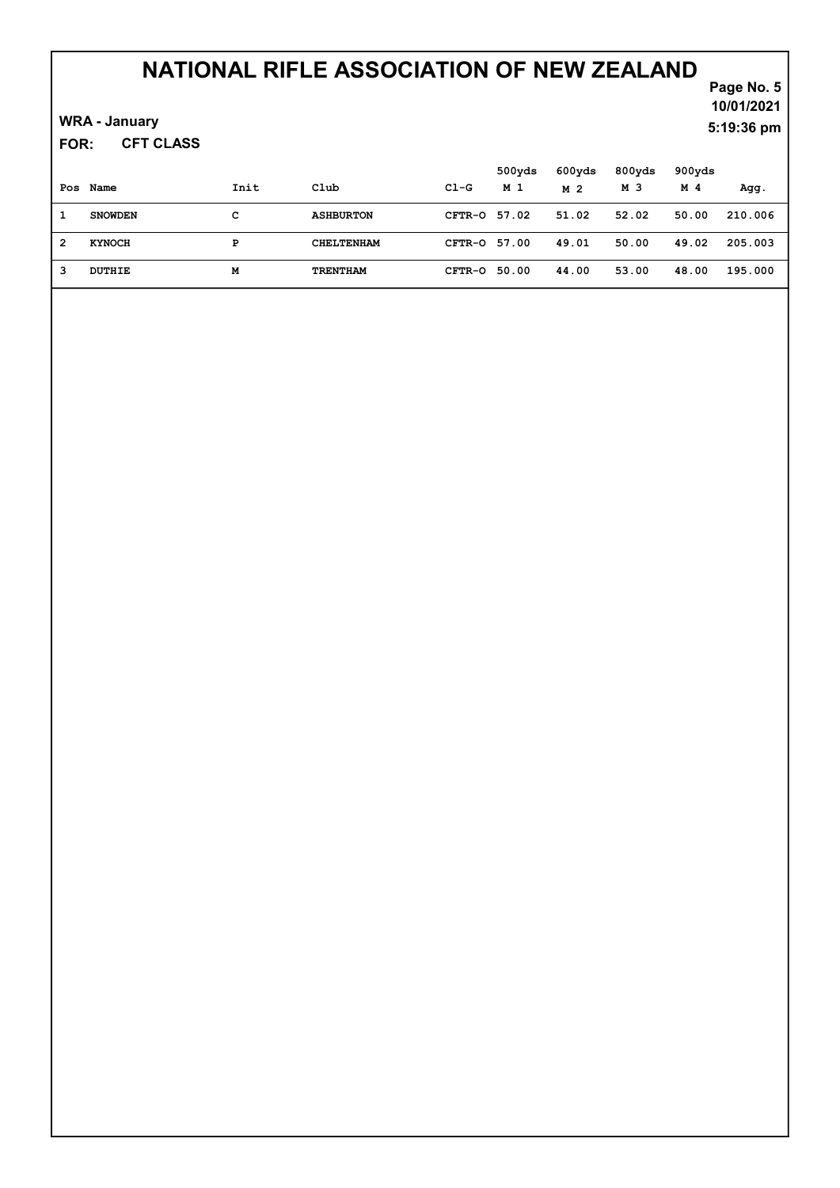# NATIONAL RIFLE ASSOCIATION OF NEW ZEALAND

**WRA - January**

**FOR: CFT CLASS**

| Pos | Name | Init | Club | Cl-G | 500yds M 1 | 600yds M 2 | 800yds M 3 | 900yds M 4 | Agg. |
|---|---|---|---|---|---|---|---|---|---|
| 1 | SNOWDEN | C | ASHBURTON | CFTR-O | 57.02 | 51.02 | 52.02 | 50.00 | 210.006 |
| 2 | KYNOCH | P | CHELTENHAM | CFTR-O | 57.00 | 49.01 | 50.00 | 49.02 | 205.003 |
| 3 | DUTHIE | M | TRENTHAM | CFTR-O | 50.00 | 44.00 | 53.00 | 48.00 | 195.000 |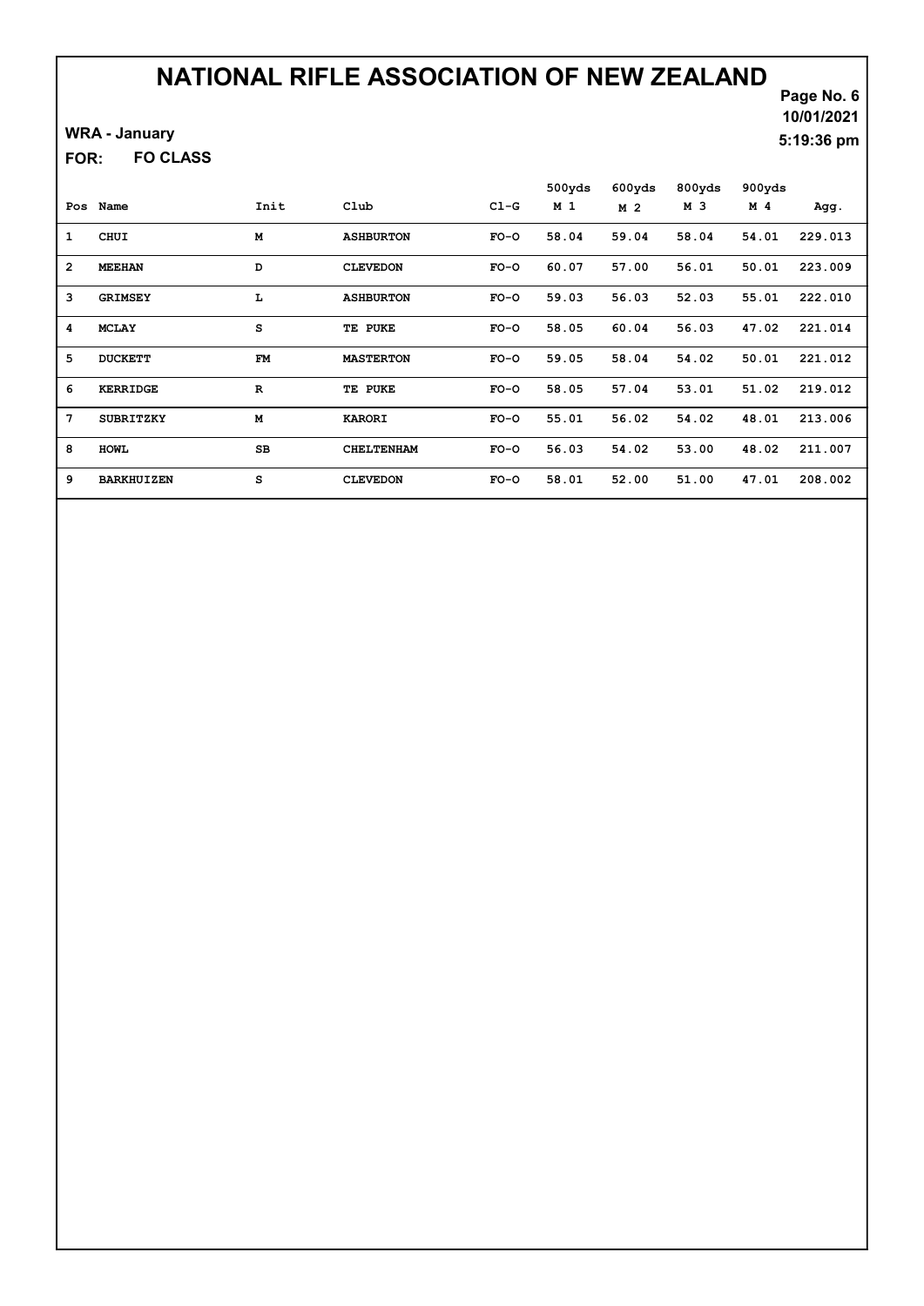# NATIONAL RIFLE ASSOCIATION OF NEW ZEALAND

WRA - January

FOR: FO CLASS

Page No. 6
10/01/2021
5:19:36 pm

| Pos | Name | Init | Club | Cl-G | 500yds M 1 | 600yds M 2 | 800yds M 3 | 900yds M 4 | Agg. |
|---|---|---|---|---|---|---|---|---|---|
| 1 | CHUI | M | ASHBURTON | FO-O | 58.04 | 59.04 | 58.04 | 54.01 | 229.013 |
| 2 | MEEHAN | D | CLEVEDON | FO-O | 60.07 | 57.00 | 56.01 | 50.01 | 223.009 |
| 3 | GRIMSEY | L | ASHBURTON | FO-O | 59.03 | 56.03 | 52.03 | 55.01 | 222.010 |
| 4 | MCLAY | S | TE PUKE | FO-O | 58.05 | 60.04 | 56.03 | 47.02 | 221.014 |
| 5 | DUCKETT | FM | MASTERTON | FO-O | 59.05 | 58.04 | 54.02 | 50.01 | 221.012 |
| 6 | KERRIDGE | R | TE PUKE | FO-O | 58.05 | 57.04 | 53.01 | 51.02 | 219.012 |
| 7 | SUBRITZKY | M | KARORI | FO-O | 55.01 | 56.02 | 54.02 | 48.01 | 213.006 |
| 8 | HOWL | SB | CHELTENHAM | FO-O | 56.03 | 54.02 | 53.00 | 48.02 | 211.007 |
| 9 | BARKHUIZEN | S | CLEVEDON | FO-O | 58.01 | 52.00 | 51.00 | 47.01 | 208.002 |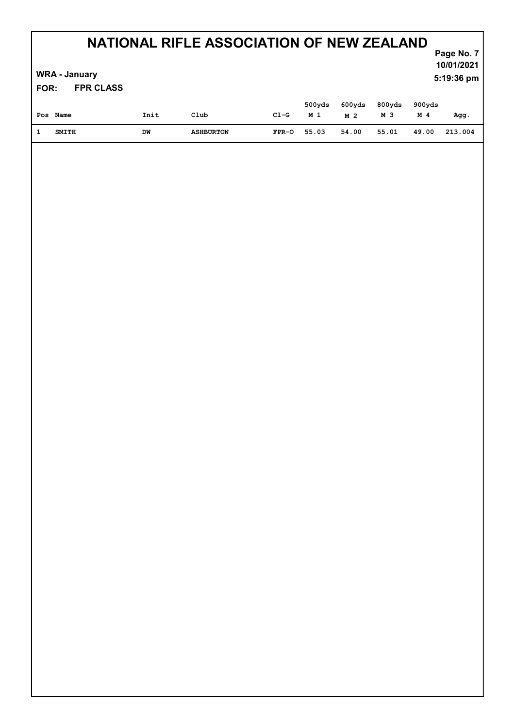# NATIONAL RIFLE ASSOCIATION OF NEW ZEALAND

WRA - January

FOR: FPR CLASS

| Pos | Name | Init | Club | Cl-G | 500yds M 1 | 600yds M 2 | 800yds M 3 | 900yds M 4 | Agg. |
|---|---|---|---|---|---|---|---|---|---|
| 1 | SMITH | DW | ASHBURTON | FPR-O | 55.03 | 54.00 | 55.01 | 49.00 | 213.004 |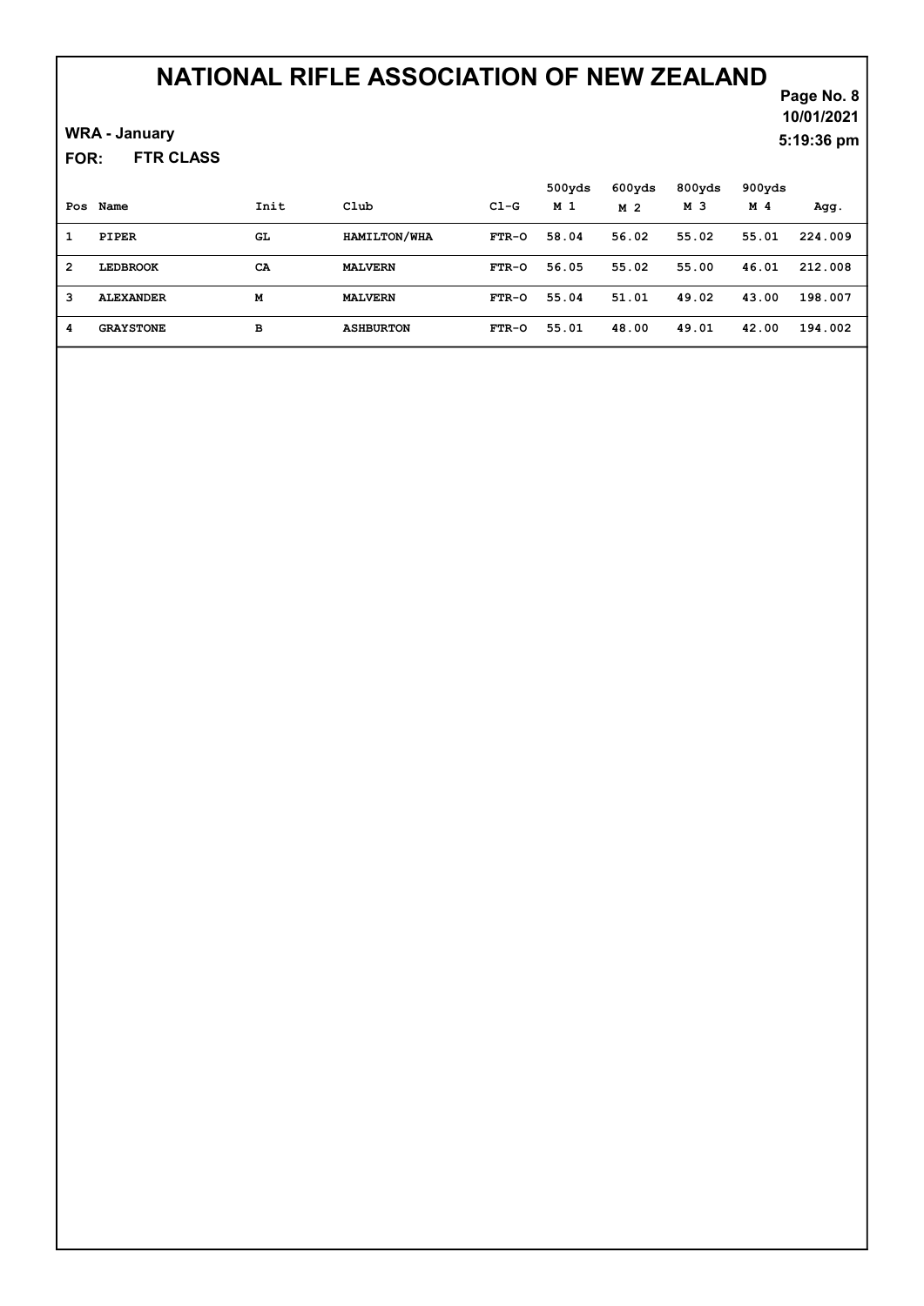# NATIONAL RIFLE ASSOCIATION OF NEW ZEALAND

Page No. 8
10/01/2021
5:19:36 pm

WRA - January

FOR: FTR CLASS

| Pos | Name | Init | Club | Cl-G | 500yds M 1 | 600yds M 2 | 800yds M 3 | 900yds M 4 | Agg. |
|---|---|---|---|---|---|---|---|---|---|
| 1 | PIPER | GL | HAMILTON/WHA | FTR-O | 58.04 | 56.02 | 55.02 | 55.01 | 224.009 |
| 2 | LEDBROOK | CA | MALVERN | FTR-O | 56.05 | 55.02 | 55.00 | 46.01 | 212.008 |
| 3 | ALEXANDER | M | MALVERN | FTR-O | 55.04 | 51.01 | 49.02 | 43.00 | 198.007 |
| 4 | GRAYSTONE | B | ASHBURTON | FTR-O | 55.01 | 48.00 | 49.01 | 42.00 | 194.002 |